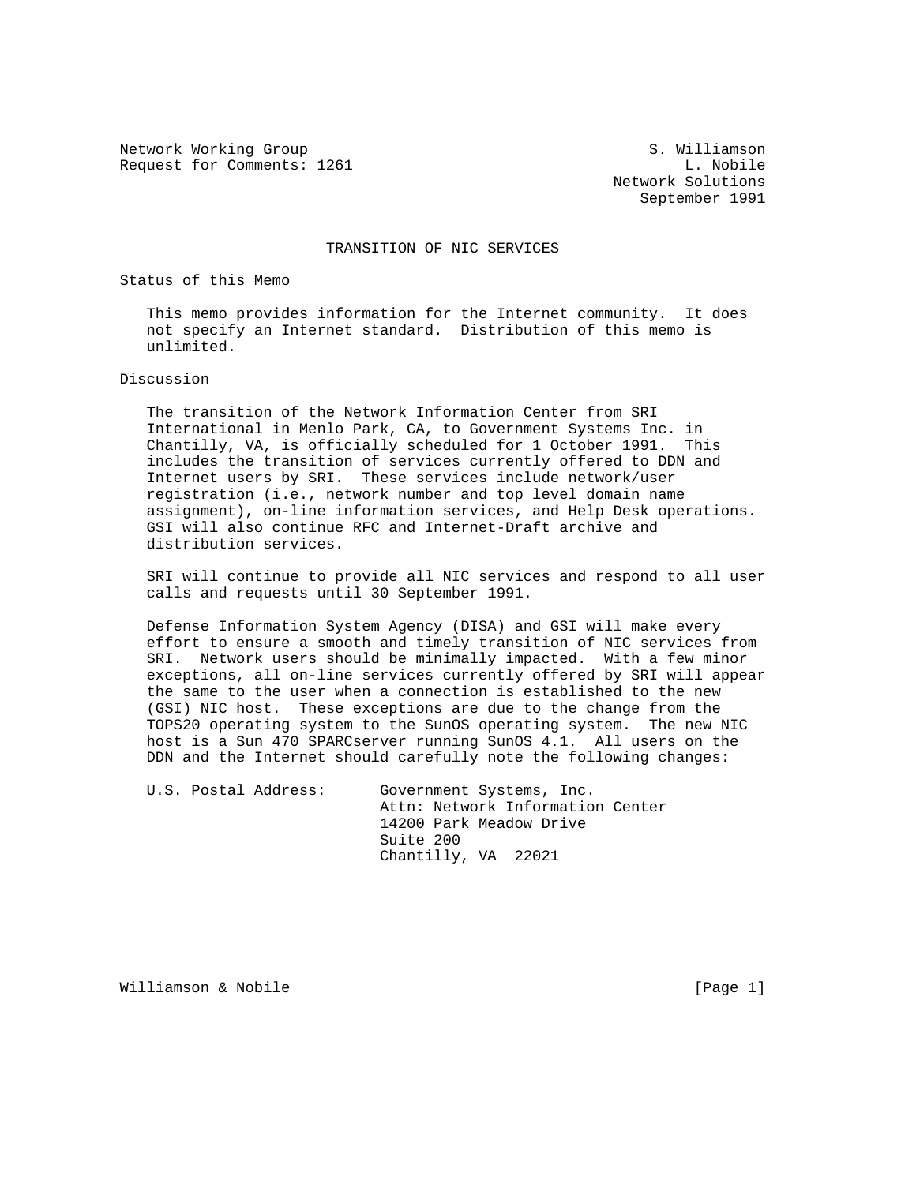Network Working Group  
Request for Comments: 1261

S. Williamson  
L. Nobile  
Network Solutions  
September 1991

# TRANSITION OF NIC SERVICES

## Status of this Memo

This memo provides information for the Internet community. It does not specify an Internet standard. Distribution of this memo is unlimited.

## Discussion

The transition of the Network Information Center from SRI International in Menlo Park, CA, to Government Systems Inc. in Chantilly, VA, is officially scheduled for 1 October 1991. This includes the transition of services currently offered to DDN and Internet users by SRI. These services include network/user registration (i.e., network number and top level domain name assignment), on-line information services, and Help Desk operations. GSI will also continue RFC and Internet-Draft archive and distribution services.

SRI will continue to provide all NIC services and respond to all user calls and requests until 30 September 1991.

Defense Information System Agency (DISA) and GSI will make every effort to ensure a smooth and timely transition of NIC services from SRI. Network users should be minimally impacted. With a few minor exceptions, all on-line services currently offered by SRI will appear the same to the user when a connection is established to the new (GSI) NIC host. These exceptions are due to the change from the TOPS20 operating system to the SunOS operating system. The new NIC host is a Sun 470 SPARCserver running SunOS 4.1. All users on the DDN and the Internet should carefully note the following changes:

```
U.S. Postal Address:      Government Systems, Inc.
                          Attn: Network Information Center
                          14200 Park Meadow Drive
                          Suite 200
                          Chantilly, VA  22021
```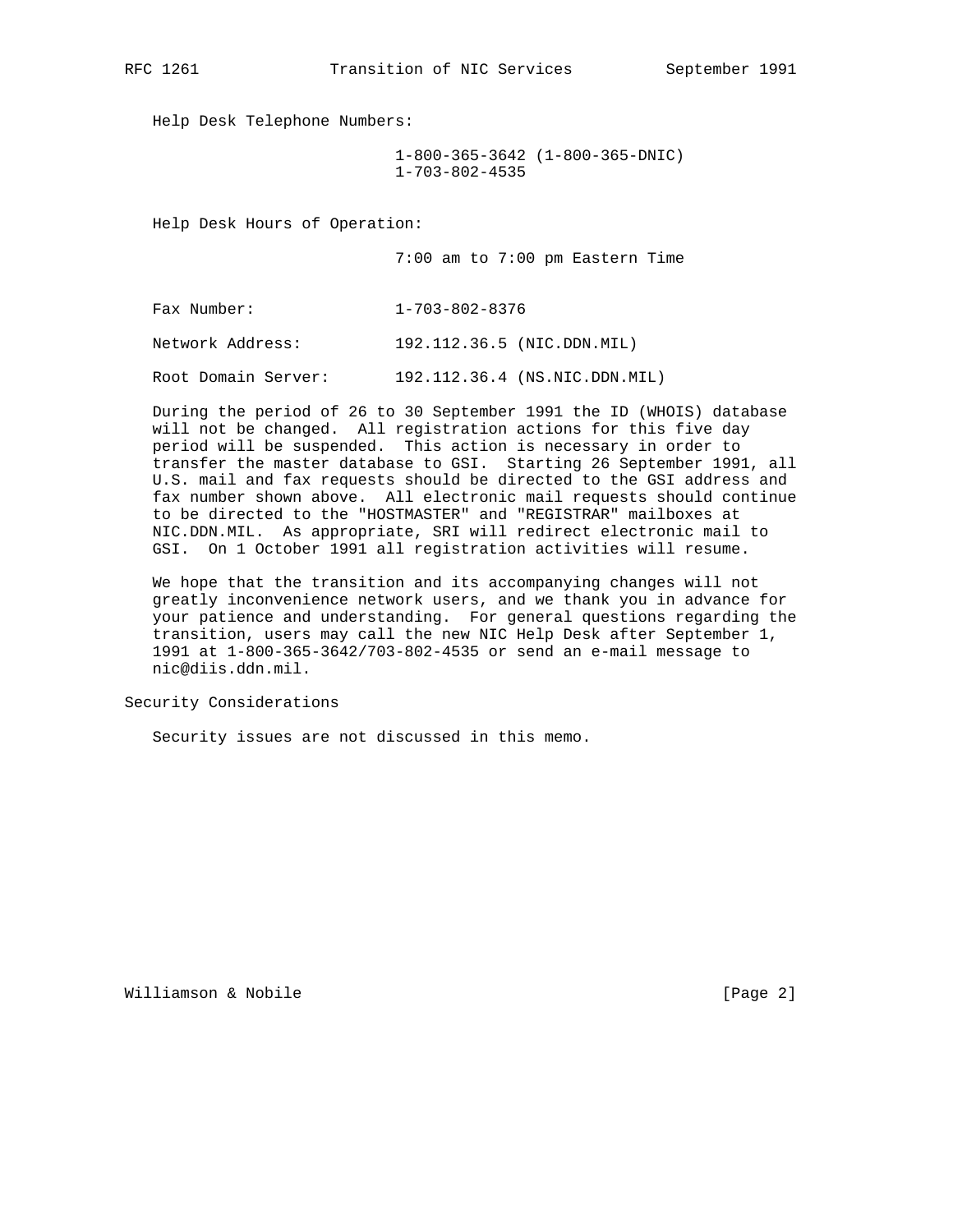Help Desk Telephone Numbers:

1-800-365-3642 (1-800-365-DNIC)
1-703-802-4535

Help Desk Hours of Operation:

7:00 am to 7:00 pm Eastern Time

Fax Number: 1-703-802-8376

Network Address: 192.112.36.5 (NIC.DDN.MIL)

Root Domain Server: 192.112.36.4 (NS.NIC.DDN.MIL)

During the period of 26 to 30 September 1991 the ID (WHOIS) database will not be changed. All registration actions for this five day period will be suspended. This action is necessary in order to transfer the master database to GSI. Starting 26 September 1991, all U.S. mail and fax requests should be directed to the GSI address and fax number shown above. All electronic mail requests should continue to be directed to the "HOSTMASTER" and "REGISTRAR" mailboxes at NIC.DDN.MIL. As appropriate, SRI will redirect electronic mail to GSI. On 1 October 1991 all registration activities will resume.

We hope that the transition and its accompanying changes will not greatly inconvenience network users, and we thank you in advance for your patience and understanding. For general questions regarding the transition, users may call the new NIC Help Desk after September 1, 1991 at 1-800-365-3642/703-802-4535 or send an e-mail message to nic@diis.ddn.mil.

## Security Considerations

Security issues are not discussed in this memo.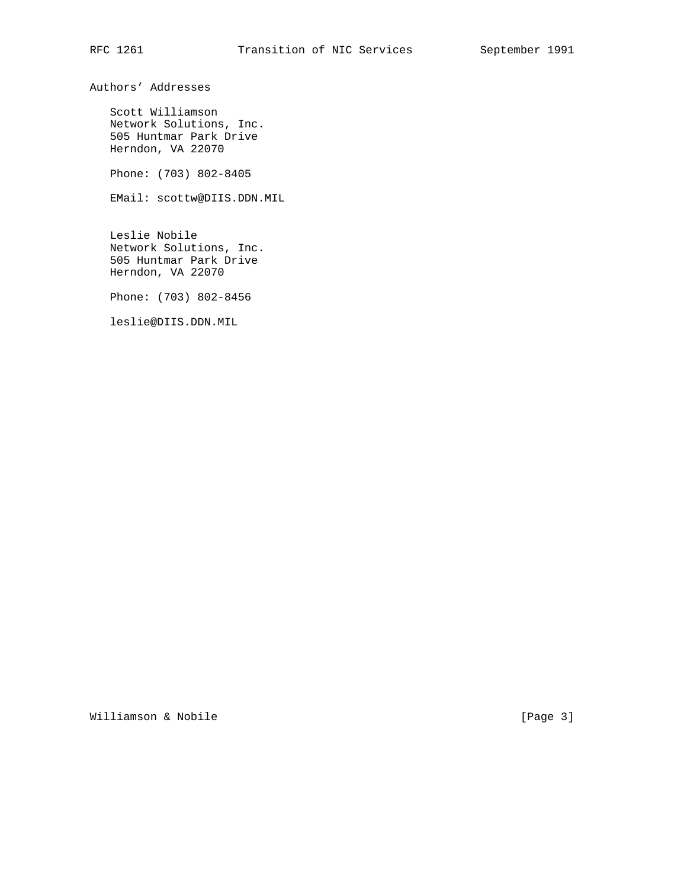## Authors' Addresses

Scott Williamson
Network Solutions, Inc.
505 Huntmar Park Drive
Herndon, VA 22070

Phone: (703) 802-8405

EMail: scottw@DIIS.DDN.MIL

Leslie Nobile
Network Solutions, Inc.
505 Huntmar Park Drive
Herndon, VA 22070

Phone: (703) 802-8456

leslie@DIIS.DDN.MIL